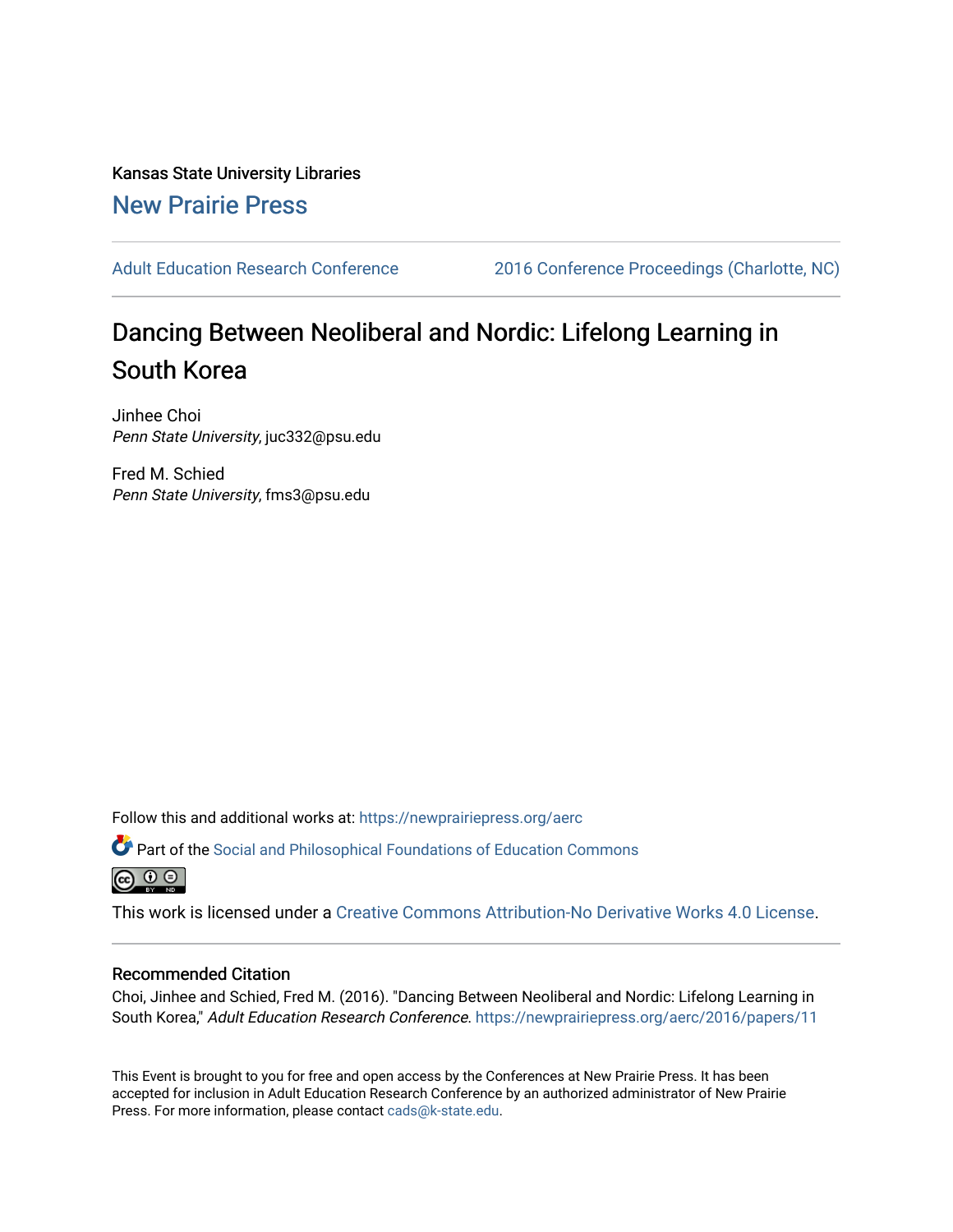Kansas State University Libraries

New Prairie Press

Adult Education Research Conference | 2016 Conference Proceedings (Charlotte, NC)

# Dancing Between Neoliberal and Nordic: Lifelong Learning in South Korea

Jinhee Choi
*Penn State University*, juc332@psu.edu

Fred M. Schied
*Penn State University*, fms3@psu.edu

Follow this and additional works at: https://newprairiepress.org/aerc

Part of the Social and Philosophical Foundations of Education Commons

This work is licensed under a Creative Commons Attribution-No Derivative Works 4.0 License.

## Recommended Citation

Choi, Jinhee and Schied, Fred M. (2016). "Dancing Between Neoliberal and Nordic: Lifelong Learning in South Korea," *Adult Education Research Conference*. https://newprairiepress.org/aerc/2016/papers/11

This Event is brought to you for free and open access by the Conferences at New Prairie Press. It has been accepted for inclusion in Adult Education Research Conference by an authorized administrator of New Prairie Press. For more information, please contact cads@k-state.edu.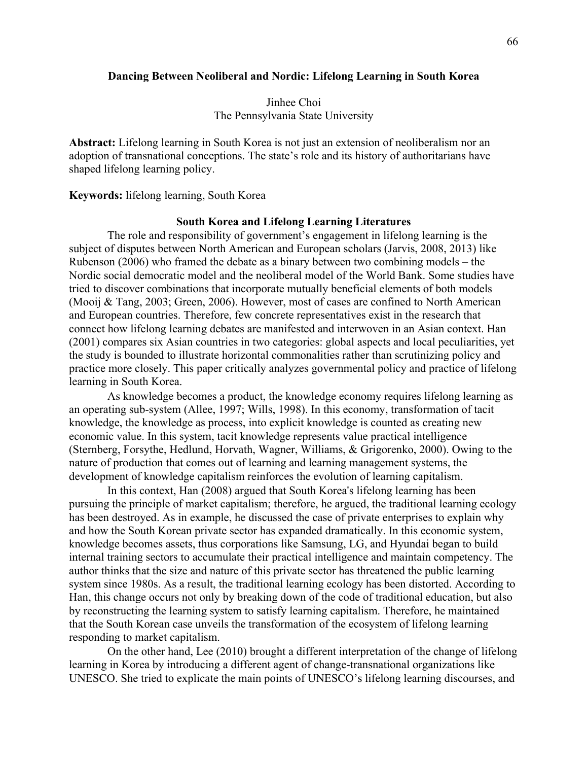**Dancing Between Neoliberal and Nordic: Lifelong Learning in South Korea**

Jinhee Choi
The Pennsylvania State University

**Abstract:** Lifelong learning in South Korea is not just an extension of neoliberalism nor an adoption of transnational conceptions. The state's role and its history of authoritarians have shaped lifelong learning policy.

**Keywords:** lifelong learning, South Korea

## South Korea and Lifelong Learning Literatures

The role and responsibility of government's engagement in lifelong learning is the subject of disputes between North American and European scholars (Jarvis, 2008, 2013) like Rubenson (2006) who framed the debate as a binary between two combining models – the Nordic social democratic model and the neoliberal model of the World Bank. Some studies have tried to discover combinations that incorporate mutually beneficial elements of both models (Mooij & Tang, 2003; Green, 2006). However, most of cases are confined to North American and European countries. Therefore, few concrete representatives exist in the research that connect how lifelong learning debates are manifested and interwoven in an Asian context. Han (2001) compares six Asian countries in two categories: global aspects and local peculiarities, yet the study is bounded to illustrate horizontal commonalities rather than scrutinizing policy and practice more closely. This paper critically analyzes governmental policy and practice of lifelong learning in South Korea.

As knowledge becomes a product, the knowledge economy requires lifelong learning as an operating sub-system (Allee, 1997; Wills, 1998). In this economy, transformation of tacit knowledge, the knowledge as process, into explicit knowledge is counted as creating new economic value. In this system, tacit knowledge represents value practical intelligence (Sternberg, Forsythe, Hedlund, Horvath, Wagner, Williams, & Grigorenko, 2000). Owing to the nature of production that comes out of learning and learning management systems, the development of knowledge capitalism reinforces the evolution of learning capitalism.

In this context, Han (2008) argued that South Korea's lifelong learning has been pursuing the principle of market capitalism; therefore, he argued, the traditional learning ecology has been destroyed. As in example, he discussed the case of private enterprises to explain why and how the South Korean private sector has expanded dramatically. In this economic system, knowledge becomes assets, thus corporations like Samsung, LG, and Hyundai began to build internal training sectors to accumulate their practical intelligence and maintain competency. The author thinks that the size and nature of this private sector has threatened the public learning system since 1980s. As a result, the traditional learning ecology has been distorted. According to Han, this change occurs not only by breaking down of the code of traditional education, but also by reconstructing the learning system to satisfy learning capitalism. Therefore, he maintained that the South Korean case unveils the transformation of the ecosystem of lifelong learning responding to market capitalism.

On the other hand, Lee (2010) brought a different interpretation of the change of lifelong learning in Korea by introducing a different agent of change-transnational organizations like UNESCO. She tried to explicate the main points of UNESCO's lifelong learning discourses, and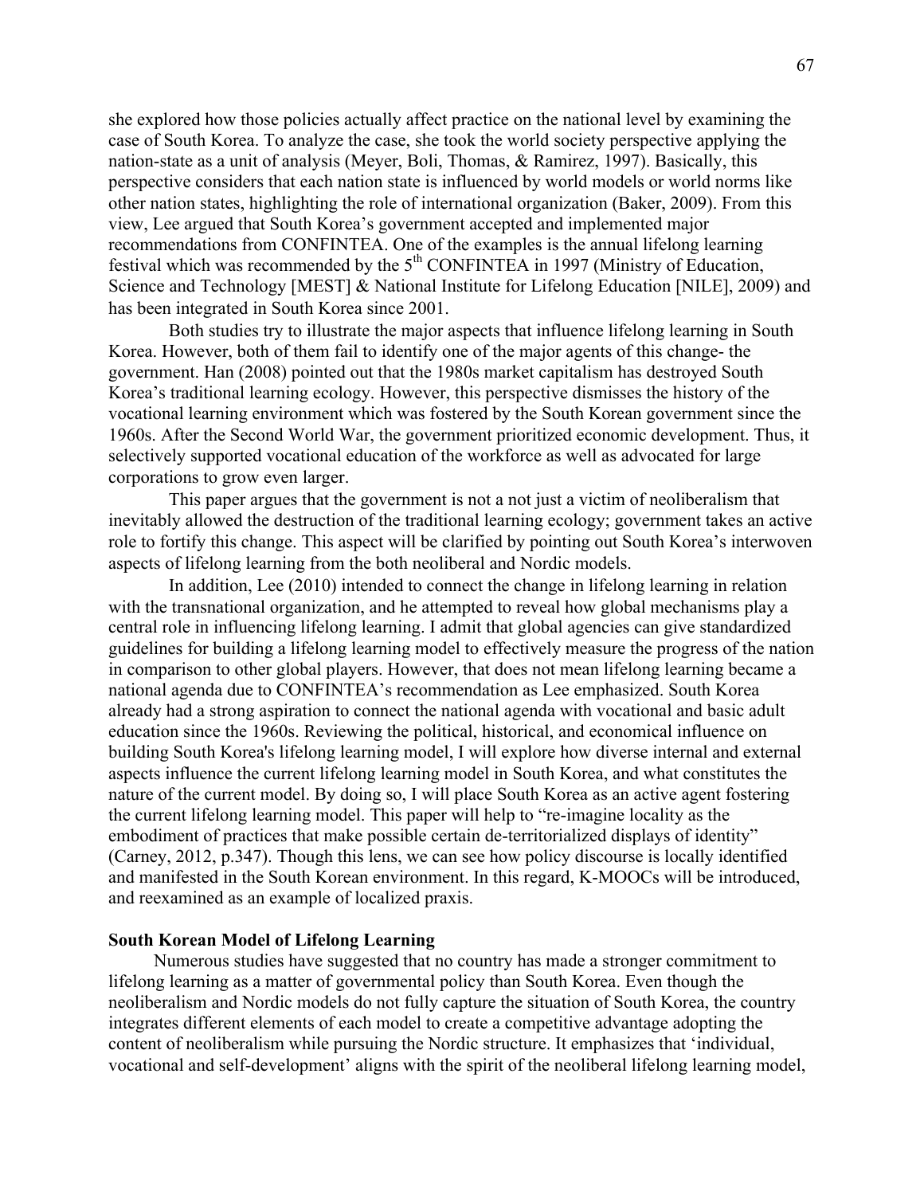she explored how those policies actually affect practice on the national level by examining the case of South Korea. To analyze the case, she took the world society perspective applying the nation-state as a unit of analysis (Meyer, Boli, Thomas, & Ramirez, 1997). Basically, this perspective considers that each nation state is influenced by world models or world norms like other nation states, highlighting the role of international organization (Baker, 2009). From this view, Lee argued that South Korea's government accepted and implemented major recommendations from CONFINTEA. One of the examples is the annual lifelong learning festival which was recommended by the 5th CONFINTEA in 1997 (Ministry of Education, Science and Technology [MEST] & National Institute for Lifelong Education [NILE], 2009) and has been integrated in South Korea since 2001.

Both studies try to illustrate the major aspects that influence lifelong learning in South Korea. However, both of them fail to identify one of the major agents of this change- the government. Han (2008) pointed out that the 1980s market capitalism has destroyed South Korea's traditional learning ecology. However, this perspective dismisses the history of the vocational learning environment which was fostered by the South Korean government since the 1960s. After the Second World War, the government prioritized economic development. Thus, it selectively supported vocational education of the workforce as well as advocated for large corporations to grow even larger.

This paper argues that the government is not a not just a victim of neoliberalism that inevitably allowed the destruction of the traditional learning ecology; government takes an active role to fortify this change. This aspect will be clarified by pointing out South Korea's interwoven aspects of lifelong learning from the both neoliberal and Nordic models.

In addition, Lee (2010) intended to connect the change in lifelong learning in relation with the transnational organization, and he attempted to reveal how global mechanisms play a central role in influencing lifelong learning. I admit that global agencies can give standardized guidelines for building a lifelong learning model to effectively measure the progress of the nation in comparison to other global players. However, that does not mean lifelong learning became a national agenda due to CONFINTEA's recommendation as Lee emphasized. South Korea already had a strong aspiration to connect the national agenda with vocational and basic adult education since the 1960s. Reviewing the political, historical, and economical influence on building South Korea's lifelong learning model, I will explore how diverse internal and external aspects influence the current lifelong learning model in South Korea, and what constitutes the nature of the current model. By doing so, I will place South Korea as an active agent fostering the current lifelong learning model. This paper will help to "re-imagine locality as the embodiment of practices that make possible certain de-territorialized displays of identity" (Carney, 2012, p.347). Though this lens, we can see how policy discourse is locally identified and manifested in the South Korean environment. In this regard, K-MOOCs will be introduced, and reexamined as an example of localized praxis.

**South Korean Model of Lifelong Learning**

Numerous studies have suggested that no country has made a stronger commitment to lifelong learning as a matter of governmental policy than South Korea. Even though the neoliberalism and Nordic models do not fully capture the situation of South Korea, the country integrates different elements of each model to create a competitive advantage adopting the content of neoliberalism while pursuing the Nordic structure. It emphasizes that 'individual, vocational and self-development' aligns with the spirit of the neoliberal lifelong learning model,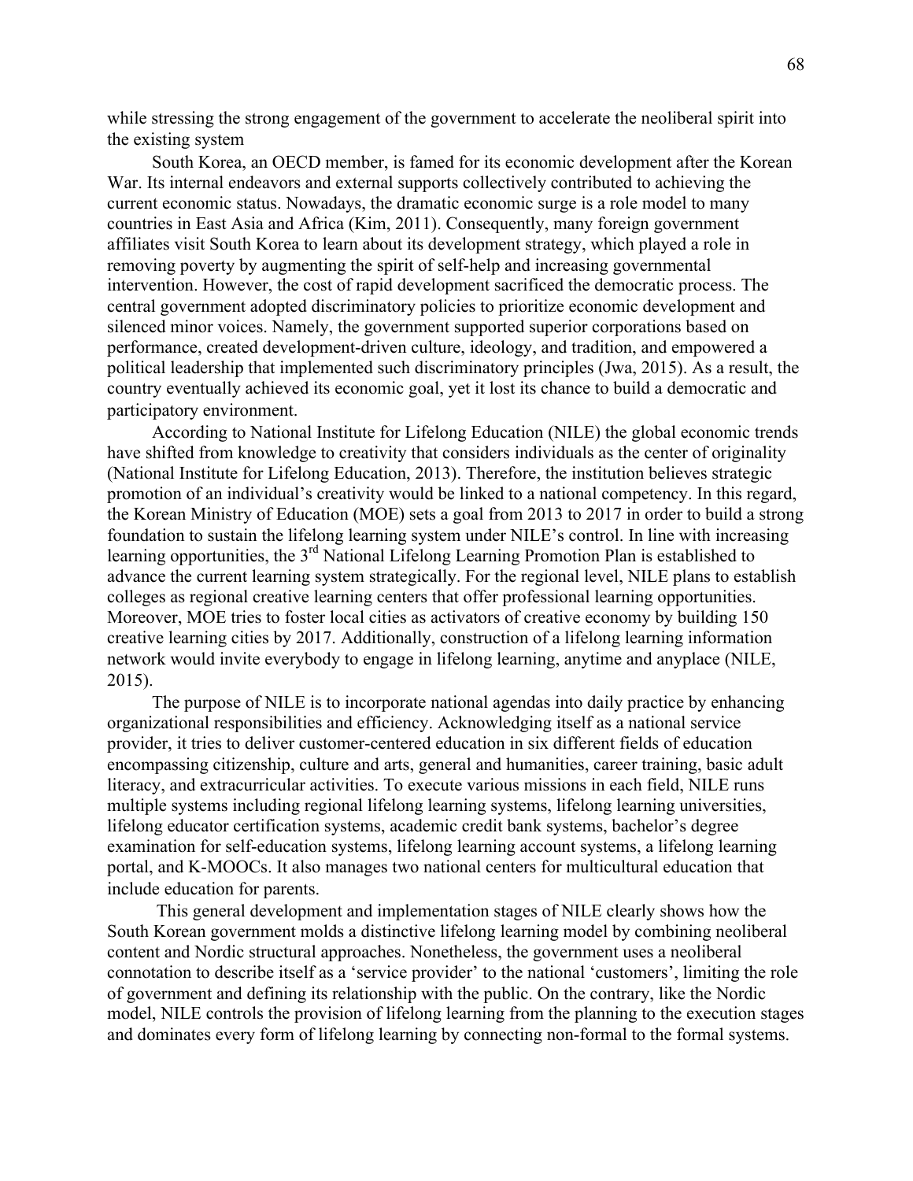while stressing the strong engagement of the government to accelerate the neoliberal spirit into the existing system

South Korea, an OECD member, is famed for its economic development after the Korean War. Its internal endeavors and external supports collectively contributed to achieving the current economic status. Nowadays, the dramatic economic surge is a role model to many countries in East Asia and Africa (Kim, 2011). Consequently, many foreign government affiliates visit South Korea to learn about its development strategy, which played a role in removing poverty by augmenting the spirit of self-help and increasing governmental intervention. However, the cost of rapid development sacrificed the democratic process. The central government adopted discriminatory policies to prioritize economic development and silenced minor voices. Namely, the government supported superior corporations based on performance, created development-driven culture, ideology, and tradition, and empowered a political leadership that implemented such discriminatory principles (Jwa, 2015). As a result, the country eventually achieved its economic goal, yet it lost its chance to build a democratic and participatory environment.

According to National Institute for Lifelong Education (NILE) the global economic trends have shifted from knowledge to creativity that considers individuals as the center of originality (National Institute for Lifelong Education, 2013). Therefore, the institution believes strategic promotion of an individual's creativity would be linked to a national competency. In this regard, the Korean Ministry of Education (MOE) sets a goal from 2013 to 2017 in order to build a strong foundation to sustain the lifelong learning system under NILE's control. In line with increasing learning opportunities, the 3rd National Lifelong Learning Promotion Plan is established to advance the current learning system strategically. For the regional level, NILE plans to establish colleges as regional creative learning centers that offer professional learning opportunities. Moreover, MOE tries to foster local cities as activators of creative economy by building 150 creative learning cities by 2017. Additionally, construction of a lifelong learning information network would invite everybody to engage in lifelong learning, anytime and anyplace (NILE, 2015).

The purpose of NILE is to incorporate national agendas into daily practice by enhancing organizational responsibilities and efficiency. Acknowledging itself as a national service provider, it tries to deliver customer-centered education in six different fields of education encompassing citizenship, culture and arts, general and humanities, career training, basic adult literacy, and extracurricular activities. To execute various missions in each field, NILE runs multiple systems including regional lifelong learning systems, lifelong learning universities, lifelong educator certification systems, academic credit bank systems, bachelor's degree examination for self-education systems, lifelong learning account systems, a lifelong learning portal, and K-MOOCs. It also manages two national centers for multicultural education that include education for parents.

This general development and implementation stages of NILE clearly shows how the South Korean government molds a distinctive lifelong learning model by combining neoliberal content and Nordic structural approaches. Nonetheless, the government uses a neoliberal connotation to describe itself as a 'service provider' to the national 'customers', limiting the role of government and defining its relationship with the public. On the contrary, like the Nordic model, NILE controls the provision of lifelong learning from the planning to the execution stages and dominates every form of lifelong learning by connecting non-formal to the formal systems.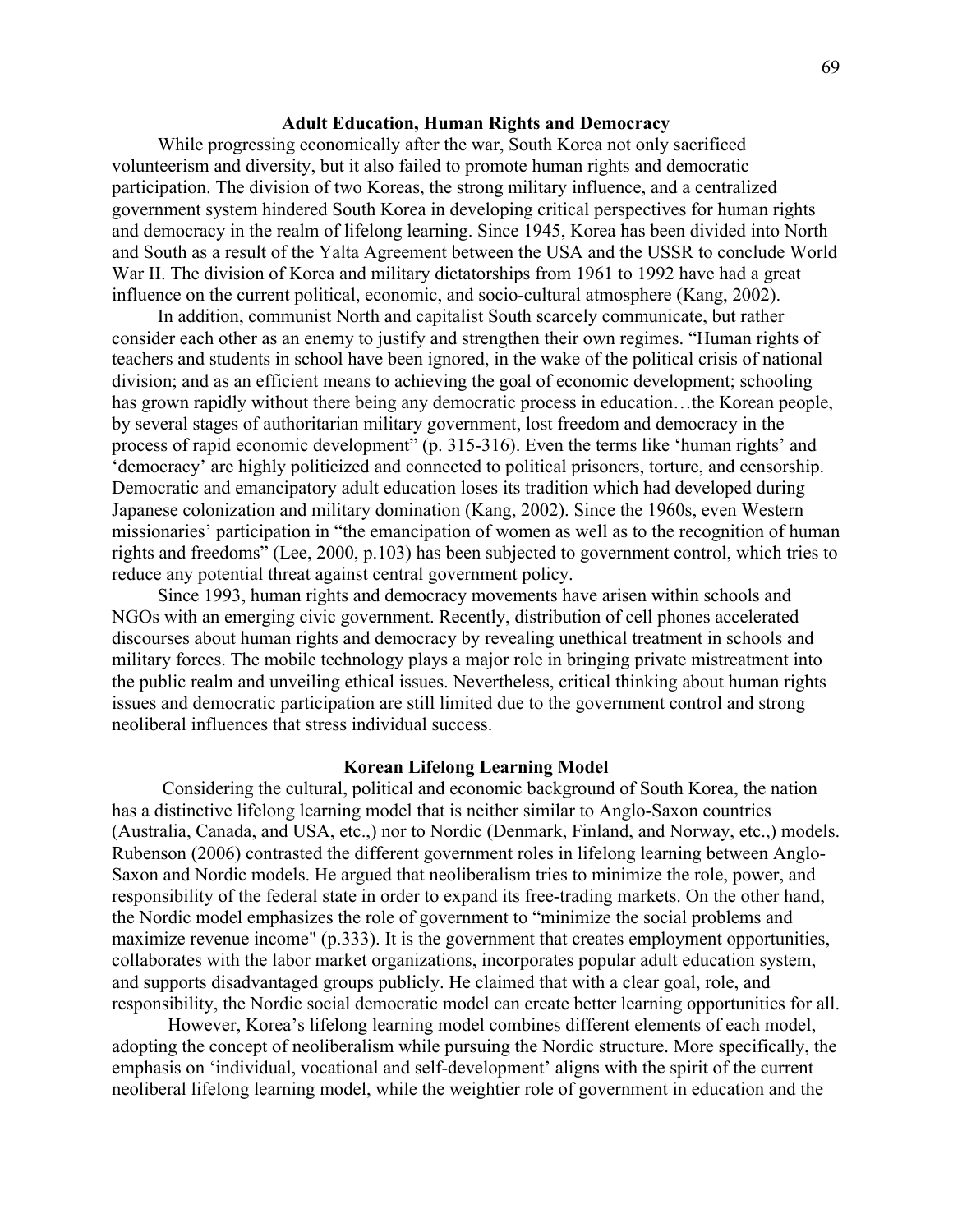## Adult Education, Human Rights and Democracy

While progressing economically after the war, South Korea not only sacrificed volunteerism and diversity, but it also failed to promote human rights and democratic participation. The division of two Koreas, the strong military influence, and a centralized government system hindered South Korea in developing critical perspectives for human rights and democracy in the realm of lifelong learning. Since 1945, Korea has been divided into North and South as a result of the Yalta Agreement between the USA and the USSR to conclude World War II. The division of Korea and military dictatorships from 1961 to 1992 have had a great influence on the current political, economic, and socio-cultural atmosphere (Kang, 2002).

In addition, communist North and capitalist South scarcely communicate, but rather consider each other as an enemy to justify and strengthen their own regimes. "Human rights of teachers and students in school have been ignored, in the wake of the political crisis of national division; and as an efficient means to achieving the goal of economic development; schooling has grown rapidly without there being any democratic process in education…the Korean people, by several stages of authoritarian military government, lost freedom and democracy in the process of rapid economic development" (p. 315-316). Even the terms like 'human rights' and 'democracy' are highly politicized and connected to political prisoners, torture, and censorship. Democratic and emancipatory adult education loses its tradition which had developed during Japanese colonization and military domination (Kang, 2002). Since the 1960s, even Western missionaries' participation in "the emancipation of women as well as to the recognition of human rights and freedoms" (Lee, 2000, p.103) has been subjected to government control, which tries to reduce any potential threat against central government policy.

Since 1993, human rights and democracy movements have arisen within schools and NGOs with an emerging civic government. Recently, distribution of cell phones accelerated discourses about human rights and democracy by revealing unethical treatment in schools and military forces. The mobile technology plays a major role in bringing private mistreatment into the public realm and unveiling ethical issues. Nevertheless, critical thinking about human rights issues and democratic participation are still limited due to the government control and strong neoliberal influences that stress individual success.

## Korean Lifelong Learning Model

Considering the cultural, political and economic background of South Korea, the nation has a distinctive lifelong learning model that is neither similar to Anglo-Saxon countries (Australia, Canada, and USA, etc.,) nor to Nordic (Denmark, Finland, and Norway, etc.,) models. Rubenson (2006) contrasted the different government roles in lifelong learning between Anglo-Saxon and Nordic models. He argued that neoliberalism tries to minimize the role, power, and responsibility of the federal state in order to expand its free-trading markets. On the other hand, the Nordic model emphasizes the role of government to "minimize the social problems and maximize revenue income" (p.333). It is the government that creates employment opportunities, collaborates with the labor market organizations, incorporates popular adult education system, and supports disadvantaged groups publicly. He claimed that with a clear goal, role, and responsibility, the Nordic social democratic model can create better learning opportunities for all.

However, Korea's lifelong learning model combines different elements of each model, adopting the concept of neoliberalism while pursuing the Nordic structure. More specifically, the emphasis on 'individual, vocational and self-development' aligns with the spirit of the current neoliberal lifelong learning model, while the weightier role of government in education and the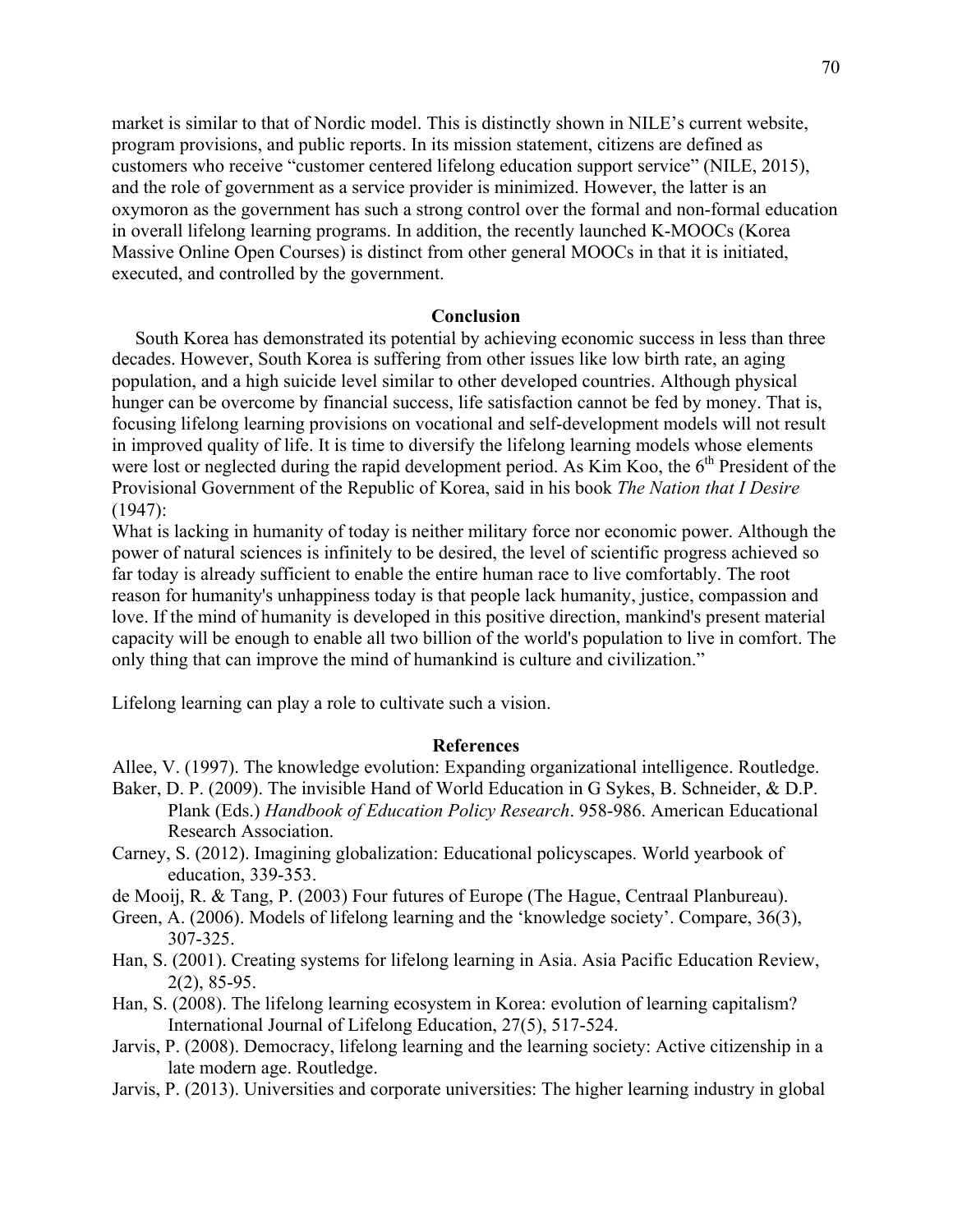market is similar to that of Nordic model. This is distinctly shown in NILE's current website, program provisions, and public reports. In its mission statement, citizens are defined as customers who receive "customer centered lifelong education support service" (NILE, 2015), and the role of government as a service provider is minimized. However, the latter is an oxymoron as the government has such a strong control over the formal and non-formal education in overall lifelong learning programs. In addition, the recently launched K-MOOCs (Korea Massive Online Open Courses) is distinct from other general MOOCs in that it is initiated, executed, and controlled by the government.

## Conclusion

South Korea has demonstrated its potential by achieving economic success in less than three decades. However, South Korea is suffering from other issues like low birth rate, an aging population, and a high suicide level similar to other developed countries. Although physical hunger can be overcome by financial success, life satisfaction cannot be fed by money. That is, focusing lifelong learning provisions on vocational and self-development models will not result in improved quality of life. It is time to diversify the lifelong learning models whose elements were lost or neglected during the rapid development period. As Kim Koo, the 6th President of the Provisional Government of the Republic of Korea, said in his book *The Nation that I Desire* (1947):

What is lacking in humanity of today is neither military force nor economic power. Although the power of natural sciences is infinitely to be desired, the level of scientific progress achieved so far today is already sufficient to enable the entire human race to live comfortably. The root reason for humanity's unhappiness today is that people lack humanity, justice, compassion and love. If the mind of humanity is developed in this positive direction, mankind's present material capacity will be enough to enable all two billion of the world's population to live in comfort. The only thing that can improve the mind of humankind is culture and civilization."

Lifelong learning can play a role to cultivate such a vision.

## References

Allee, V. (1997). The knowledge evolution: Expanding organizational intelligence. Routledge.

Baker, D. P. (2009). The invisible Hand of World Education in G Sykes, B. Schneider, & D.P. Plank (Eds.) *Handbook of Education Policy Research*. 958-986. American Educational Research Association.

Carney, S. (2012). Imagining globalization: Educational policyscapes. World yearbook of education, 339-353.

de Mooij, R. & Tang, P. (2003) Four futures of Europe (The Hague, Centraal Planbureau).

Green, A. (2006). Models of lifelong learning and the 'knowledge society'. Compare, 36(3), 307-325.

Han, S. (2001). Creating systems for lifelong learning in Asia. Asia Pacific Education Review, 2(2), 85-95.

Han, S. (2008). The lifelong learning ecosystem in Korea: evolution of learning capitalism? International Journal of Lifelong Education, 27(5), 517-524.

Jarvis, P. (2008). Democracy, lifelong learning and the learning society: Active citizenship in a late modern age. Routledge.

Jarvis, P. (2013). Universities and corporate universities: The higher learning industry in global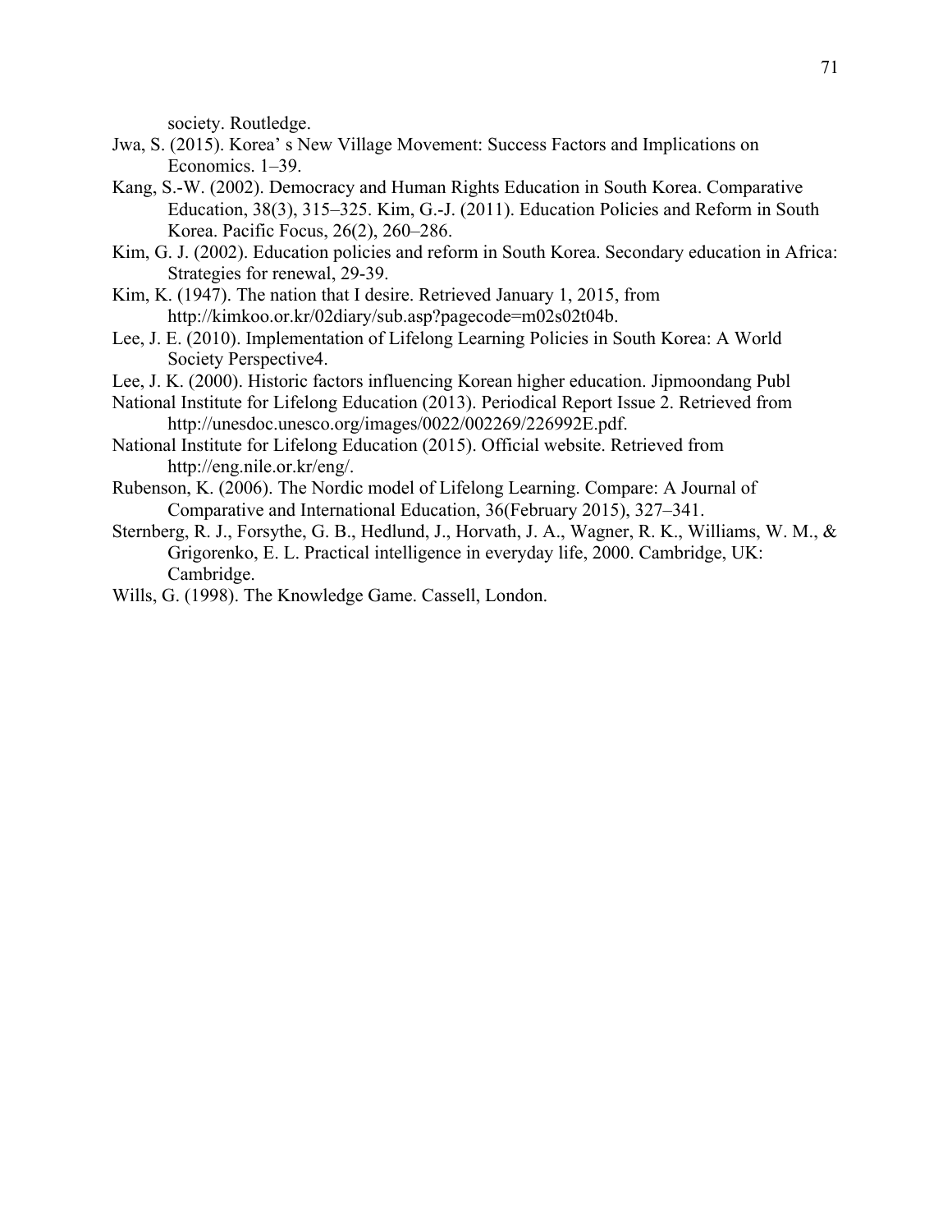society. Routledge.

Jwa, S. (2015). Korea' s New Village Movement: Success Factors and Implications on Economics. 1–39.

Kang, S.-W. (2002). Democracy and Human Rights Education in South Korea. Comparative Education, 38(3), 315–325. Kim, G.-J. (2011). Education Policies and Reform in South Korea. Pacific Focus, 26(2), 260–286.

Kim, G. J. (2002). Education policies and reform in South Korea. Secondary education in Africa: Strategies for renewal, 29-39.

Kim, K. (1947). The nation that I desire. Retrieved January 1, 2015, from http://kimkoo.or.kr/02diary/sub.asp?pagecode=m02s02t04b.

Lee, J. E. (2010). Implementation of Lifelong Learning Policies in South Korea: A World Society Perspective4.

Lee, J. K. (2000). Historic factors influencing Korean higher education. Jipmoondang Publ

National Institute for Lifelong Education (2013). Periodical Report Issue 2. Retrieved from http://unesdoc.unesco.org/images/0022/002269/226992E.pdf.

National Institute for Lifelong Education (2015). Official website. Retrieved from http://eng.nile.or.kr/eng/.

Rubenson, K. (2006). The Nordic model of Lifelong Learning. Compare: A Journal of Comparative and International Education, 36(February 2015), 327–341.

Sternberg, R. J., Forsythe, G. B., Hedlund, J., Horvath, J. A., Wagner, R. K., Williams, W. M., & Grigorenko, E. L. Practical intelligence in everyday life, 2000. Cambridge, UK: Cambridge.

Wills, G. (1998). The Knowledge Game. Cassell, London.